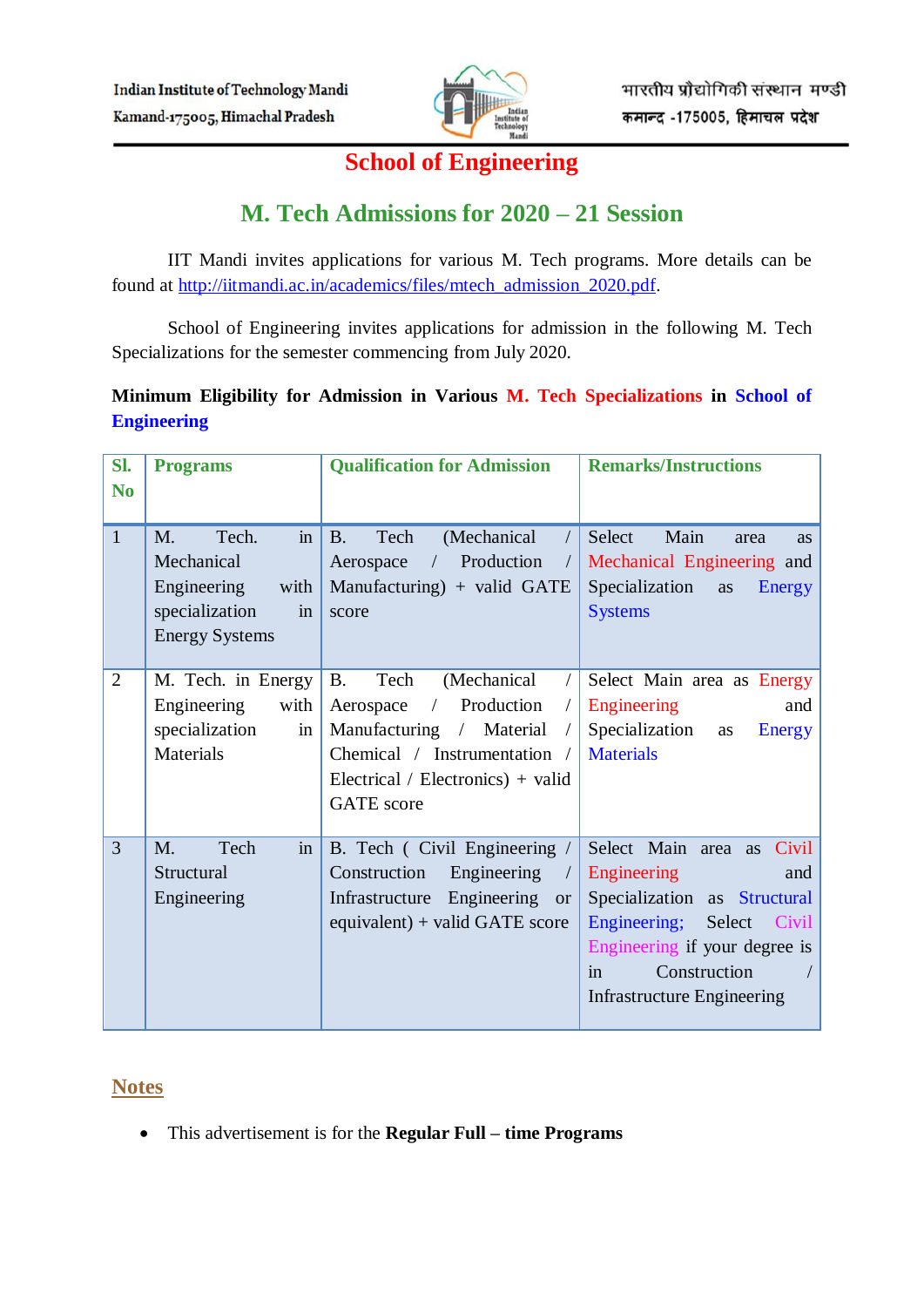Indian Institute of Technology Mandi
Kamand-175005, Himachal Pradesh

भारतीय प्रौद्योगिकी संस्थान मण्डी
कमान्द -175005, हिमाचल प्रदेश

# School of Engineering

## M. Tech Admissions for 2020 – 21 Session

IIT Mandi invites applications for various M. Tech programs. More details can be found at [http://iitmandi.ac.in/academics/files/mtech_admission_2020.pdf](http://iitmandi.ac.in/academics/files/mtech_admission_2020.pdf).

School of Engineering invites applications for admission in the following M. Tech Specializations for the semester commencing from July 2020.

**Minimum Eligibility for Admission in Various M. Tech Specializations in School of Engineering**

| Sl. No | Programs | Qualification for Admission | Remarks/Instructions |
|---|---|---|---|
| 1 | M. Tech. in Mechanical Engineering with specialization in Energy Systems | B. Tech (Mechanical / Aerospace / Production / Manufacturing) + valid GATE score | Select Main area as Mechanical Engineering and Specialization as Energy Systems |
| 2 | M. Tech. in Energy Engineering with specialization in Materials | B. Tech (Mechanical / Aerospace / Production / Manufacturing / Material / Chemical / Instrumentation / Electrical / Electronics) + valid GATE score | Select Main area as Energy Engineering and Specialization as Energy Materials |
| 3 | M. Tech in Structural Engineering | B. Tech ( Civil Engineering / Construction Engineering / Infrastructure Engineering or equivalent) + valid GATE score | Select Main area as Civil Engineering and Specialization as Structural Engineering; Select Civil Engineering if your degree is in Construction / Infrastructure Engineering |

## Notes

- This advertisement is for the **Regular Full – time Programs**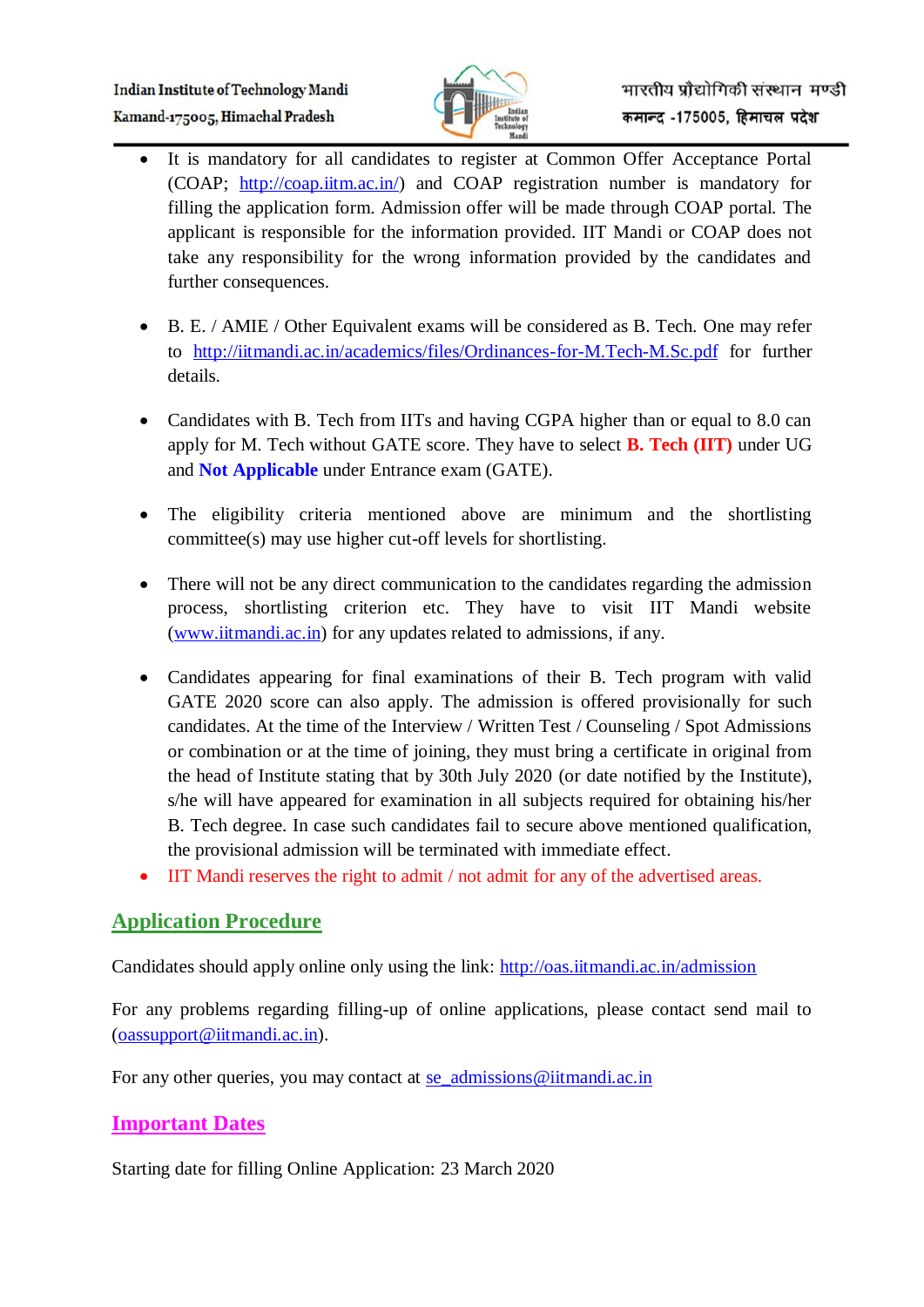- It is mandatory for all candidates to register at Common Offer Acceptance Portal (COAP; http://coap.iitm.ac.in/) and COAP registration number is mandatory for filling the application form. Admission offer will be made through COAP portal. The applicant is responsible for the information provided. IIT Mandi or COAP does not take any responsibility for the wrong information provided by the candidates and further consequences.

- B. E. / AMIE / Other Equivalent exams will be considered as B. Tech. One may refer to http://iitmandi.ac.in/academics/files/Ordinances-for-M.Tech-M.Sc.pdf for further details.

- Candidates with B. Tech from IITs and having CGPA higher than or equal to 8.0 can apply for M. Tech without GATE score. They have to select **B. Tech (IIT)** under UG and **Not Applicable** under Entrance exam (GATE).

- The eligibility criteria mentioned above are minimum and the shortlisting committee(s) may use higher cut-off levels for shortlisting.

- There will not be any direct communication to the candidates regarding the admission process, shortlisting criterion etc. They have to visit IIT Mandi website (www.iitmandi.ac.in) for any updates related to admissions, if any.

- Candidates appearing for final examinations of their B. Tech program with valid GATE 2020 score can also apply. The admission is offered provisionally for such candidates. At the time of the Interview / Written Test / Counseling / Spot Admissions or combination or at the time of joining, they must bring a certificate in original from the head of Institute stating that by 30th July 2020 (or date notified by the Institute), s/he will have appeared for examination in all subjects required for obtaining his/her B. Tech degree. In case such candidates fail to secure above mentioned qualification, the provisional admission will be terminated with immediate effect.
- IIT Mandi reserves the right to admit / not admit for any of the advertised areas.

## Application Procedure

Candidates should apply online only using the link: http://oas.iitmandi.ac.in/admission

For any problems regarding filling-up of online applications, please contact send mail to (oassupport@iitmandi.ac.in).

For any other queries, you may contact at se_admissions@iitmandi.ac.in

## Important Dates

Starting date for filling Online Application: 23 March 2020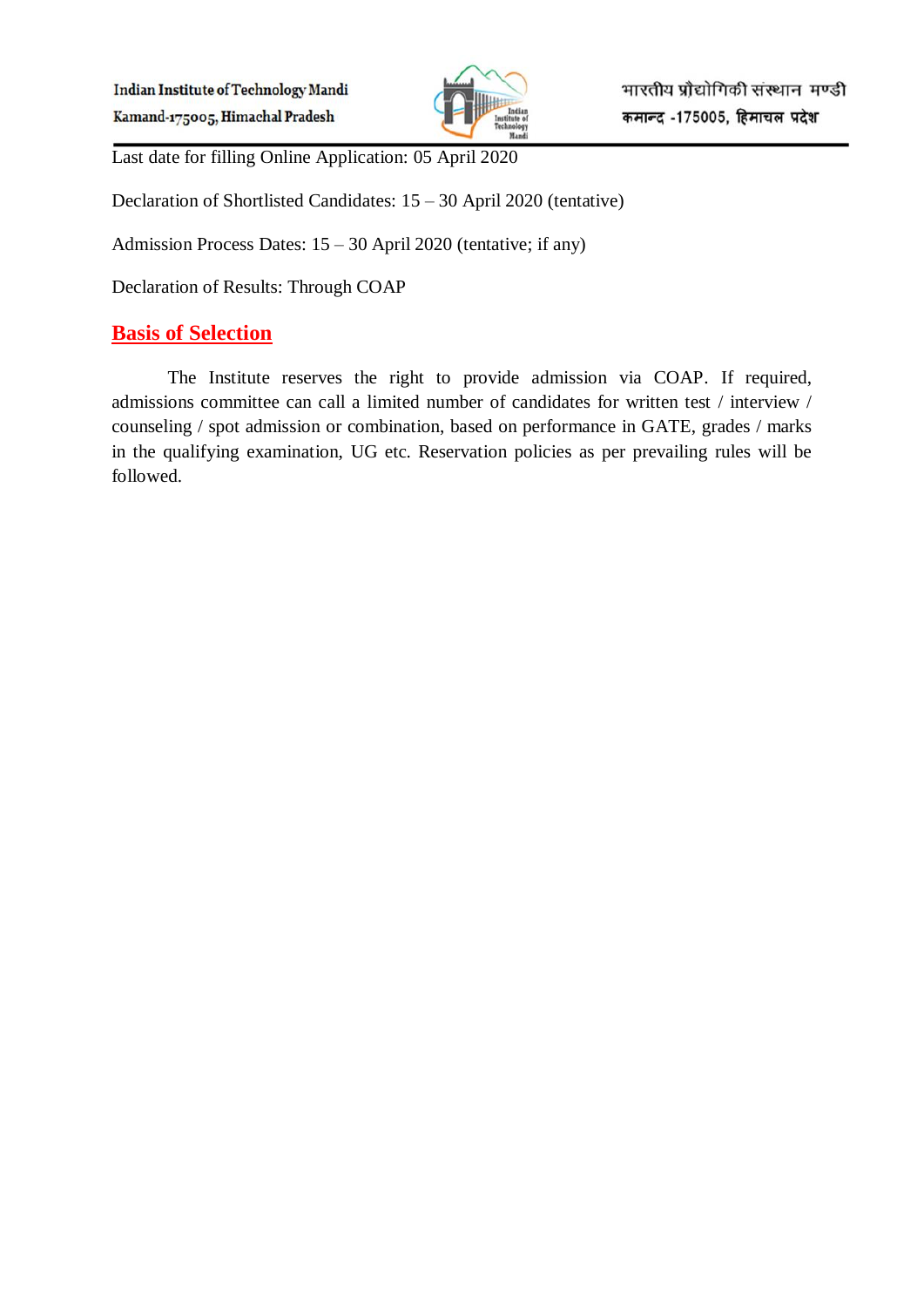Last date for filling Online Application: 05 April 2020

Declaration of Shortlisted Candidates: 15 – 30 April 2020 (tentative)

Admission Process Dates: 15 – 30 April 2020 (tentative; if any)

Declaration of Results: Through COAP

## Basis of Selection

The Institute reserves the right to provide admission via COAP. If required, admissions committee can call a limited number of candidates for written test / interview / counseling / spot admission or combination, based on performance in GATE, grades / marks in the qualifying examination, UG etc. Reservation policies as per prevailing rules will be followed.